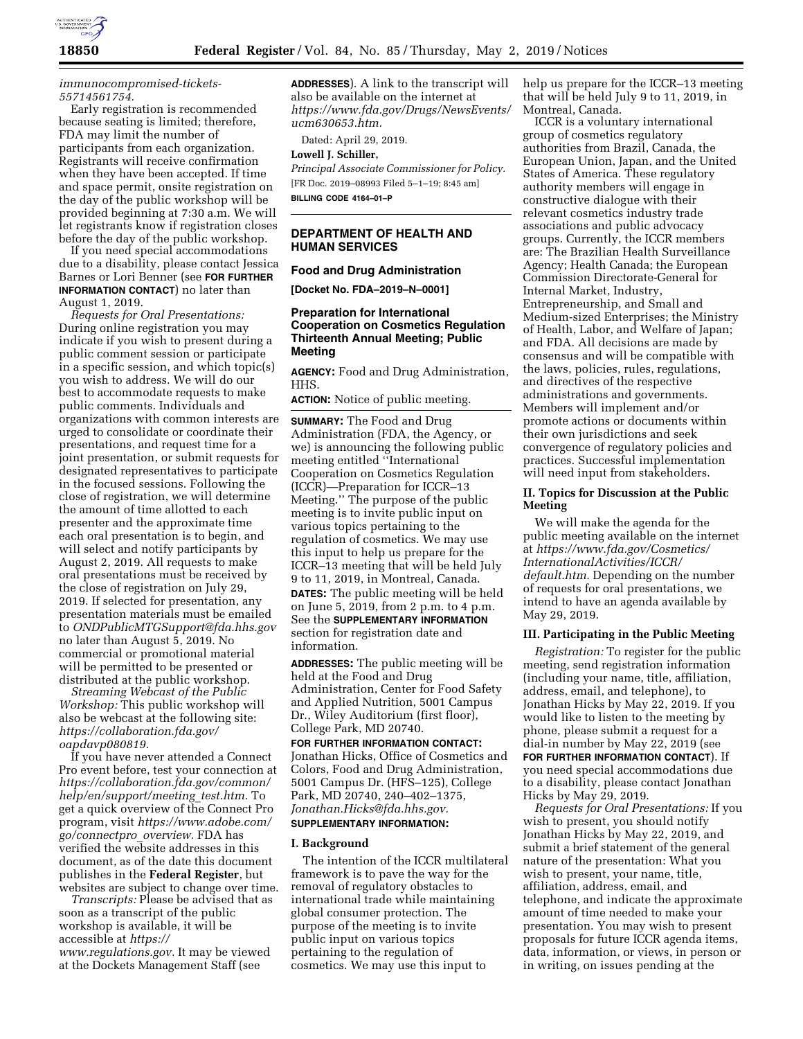*immunocompromised-tickets-55714561754.*

Early registration is recommended because seating is limited; therefore, FDA may limit the number of participants from each organization. Registrants will receive confirmation when they have been accepted. If time and space permit, onsite registration on the day of the public workshop will be provided beginning at 7:30 a.m. We will let registrants know if registration closes before the day of the public workshop.

If you need special accommodations due to a disability, please contact Jessica Barnes or Lori Benner (see **FOR FURTHER INFORMATION CONTACT**) no later than August 1, 2019.

*Requests for Oral Presentations:* During online registration you may indicate if you wish to present during a public comment session or participate in a specific session, and which topic(s) you wish to address. We will do our best to accommodate requests to make public comments. Individuals and organizations with common interests are urged to consolidate or coordinate their presentations, and request time for a joint presentation, or submit requests for designated representatives to participate in the focused sessions. Following the close of registration, we will determine the amount of time allotted to each presenter and the approximate time each oral presentation is to begin, and will select and notify participants by August 2, 2019. All requests to make oral presentations must be received by the close of registration on July 29, 2019. If selected for presentation, any presentation materials must be emailed to *ONDPublicMTGSupport@fda.hhs.gov* no later than August 5, 2019. No commercial or promotional material will be permitted to be presented or distributed at the public workshop.

*Streaming Webcast of the Public Workshop:* This public workshop will also be webcast at the following site: *https://collaboration.fda.gov/oapdavp080819.*

If you have never attended a Connect Pro event before, test your connection at *https://collaboration.fda.gov/common/help/en/support/meeting_test.htm.* To get a quick overview of the Connect Pro program, visit *https://www.adobe.com/go/connectpro_overview.* FDA has verified the website addresses in this document, as of the date this document publishes in the **Federal Register**, but websites are subject to change over time.

*Transcripts:* Please be advised that as soon as a transcript of the public workshop is available, it will be accessible at *https://www.regulations.gov.* It may be viewed at the Dockets Management Staff (see **ADDRESSES**). A link to the transcript will also be available on the internet at *https://www.fda.gov/Drugs/NewsEvents/ucm630653.htm.*

Dated: April 29, 2019.

**Lowell J. Schiller,**

*Principal Associate Commissioner for Policy.*

[FR Doc. 2019–08993 Filed 5–1–19; 8:45 am]

**BILLING CODE 4164–01–P**

---

## DEPARTMENT OF HEALTH AND HUMAN SERVICES

### Food and Drug Administration

**[Docket No. FDA–2019–N–0001]**

### Preparation for International Cooperation on Cosmetics Regulation Thirteenth Annual Meeting; Public Meeting

**AGENCY:** Food and Drug Administration, HHS.

**ACTION:** Notice of public meeting.

**SUMMARY:** The Food and Drug Administration (FDA, the Agency, or we) is announcing the following public meeting entitled ''International Cooperation on Cosmetics Regulation (ICCR)—Preparation for ICCR–13 Meeting.'' The purpose of the public meeting is to invite public input on various topics pertaining to the regulation of cosmetics. We may use this input to help us prepare for the ICCR–13 meeting that will be held July 9 to 11, 2019, in Montreal, Canada.

**DATES:** The public meeting will be held on June 5, 2019, from 2 p.m. to 4 p.m. See the **SUPPLEMENTARY INFORMATION** section for registration date and information.

**ADDRESSES:** The public meeting will be held at the Food and Drug Administration, Center for Food Safety and Applied Nutrition, 5001 Campus Dr., Wiley Auditorium (first floor), College Park, MD 20740.

**FOR FURTHER INFORMATION CONTACT:** Jonathan Hicks, Office of Cosmetics and Colors, Food and Drug Administration, 5001 Campus Dr. (HFS–125), College Park, MD 20740, 240–402–1375, *Jonathan.Hicks@fda.hhs.gov.*

**SUPPLEMENTARY INFORMATION:**

#### I. Background

The intention of the ICCR multilateral framework is to pave the way for the removal of regulatory obstacles to international trade while maintaining global consumer protection. The purpose of the meeting is to invite public input on various topics pertaining to the regulation of cosmetics. We may use this input to help us prepare for the ICCR–13 meeting that will be held July 9 to 11, 2019, in Montreal, Canada.

ICCR is a voluntary international group of cosmetics regulatory authorities from Brazil, Canada, the European Union, Japan, and the United States of America. These regulatory authority members will engage in constructive dialogue with their relevant cosmetics industry trade associations and public advocacy groups. Currently, the ICCR members are: The Brazilian Health Surveillance Agency; Health Canada; the European Commission Directorate-General for Internal Market, Industry, Entrepreneurship, and Small and Medium-sized Enterprises; the Ministry of Health, Labor, and Welfare of Japan; and FDA. All decisions are made by consensus and will be compatible with the laws, policies, rules, regulations, and directives of the respective administrations and governments. Members will implement and/or promote actions or documents within their own jurisdictions and seek convergence of regulatory policies and practices. Successful implementation will need input from stakeholders.

#### II. Topics for Discussion at the Public Meeting

We will make the agenda for the public meeting available on the internet at *https://www.fda.gov/Cosmetics/InternationalActivities/ICCR/default.htm.* Depending on the number of requests for oral presentations, we intend to have an agenda available by May 29, 2019.

#### III. Participating in the Public Meeting

*Registration:* To register for the public meeting, send registration information (including your name, title, affiliation, address, email, and telephone), to Jonathan Hicks by May 22, 2019. If you would like to listen to the meeting by phone, please submit a request for a dial-in number by May 22, 2019 (see **FOR FURTHER INFORMATION CONTACT**). If you need special accommodations due to a disability, please contact Jonathan Hicks by May 29, 2019.

*Requests for Oral Presentations:* If you wish to present, you should notify Jonathan Hicks by May 22, 2019, and submit a brief statement of the general nature of the presentation: What you wish to present, your name, title, affiliation, address, email, and telephone, and indicate the approximate amount of time needed to make your presentation. You may wish to present proposals for future ICCR agenda items, data, information, or views, in person or in writing, on issues pending at the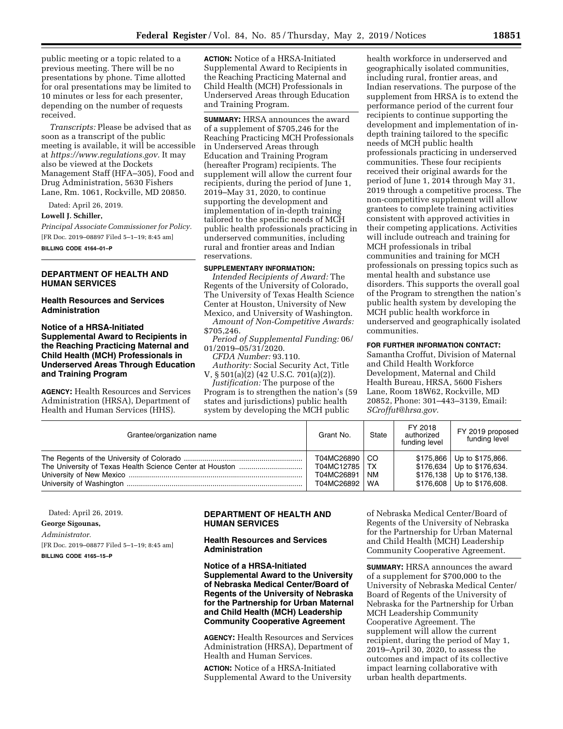public meeting or a topic related to a previous meeting. There will be no presentations by phone. Time allotted for oral presentations may be limited to 10 minutes or less for each presenter, depending on the number of requests received.

*Transcripts:* Please be advised that as soon as a transcript of the public meeting is available, it will be accessible at *https://www.regulations.gov.* It may also be viewed at the Dockets Management Staff (HFA–305), Food and Drug Administration, 5630 Fishers Lane, Rm. 1061, Rockville, MD 20850.

Dated: April 26, 2019.

**Lowell J. Schiller,**

*Principal Associate Commissioner for Policy.*

[FR Doc. 2019–08897 Filed 5–1–19; 8:45 am]

**BILLING CODE 4164–01–P**

## DEPARTMENT OF HEALTH AND HUMAN SERVICES

### Health Resources and Services Administration

### Notice of a HRSA-Initiated Supplemental Award to Recipients in the Reaching Practicing Maternal and Child Health (MCH) Professionals in Underserved Areas Through Education and Training Program

**AGENCY:** Health Resources and Services Administration (HRSA), Department of Health and Human Services (HHS).

**ACTION:** Notice of a HRSA-Initiated Supplemental Award to Recipients in the Reaching Practicing Maternal and Child Health (MCH) Professionals in Underserved Areas through Education and Training Program.

**SUMMARY:** HRSA announces the award of a supplement of $705,246 for the Reaching Practicing MCH Professionals in Underserved Areas through Education and Training Program (hereafter Program) recipients. The supplement will allow the current four recipients, during the period of June 1, 2019–May 31, 2020, to continue supporting the development and implementation of in-depth training tailored to the specific needs of MCH public health professionals practicing in underserved communities, including rural and frontier areas and Indian reservations.

**SUPPLEMENTARY INFORMATION:**

*Intended Recipients of Award:* The Regents of the University of Colorado, The University of Texas Health Science Center at Houston, University of New Mexico, and University of Washington.

*Amount of Non-Competitive Awards:* $705,246.

*Period of Supplemental Funding:* 06/01/2019–05/31/2020.

*CFDA Number:* 93.110.

*Authority:* Social Security Act, Title V, § 501(a)(2) (42 U.S.C. 701(a)(2)).

*Justification:* The purpose of the Program is to strengthen the nation's (59 states and jurisdictions) public health system by developing the MCH public health workforce in underserved and geographically isolated communities, including rural, frontier areas, and Indian reservations. The purpose of the supplement from HRSA is to extend the performance period of the current four recipients to continue supporting the development and implementation of in-depth training tailored to the specific needs of MCH public health professionals practicing in underserved communities. These four recipients received their original awards for the period of June 1, 2014 through May 31, 2019 through a competitive process. The non-competitive supplement will allow grantees to complete training activities consistent with approved activities in their competing applications. Activities will include outreach and training for MCH professionals in tribal communities and training for MCH professionals on pressing topics such as mental health and substance use disorders. This supports the overall goal of the Program to strengthen the nation's public health system by developing the MCH public health workforce in underserved and geographically isolated communities.

**FOR FURTHER INFORMATION CONTACT:** Samantha Croffut, Division of Maternal and Child Health Workforce Development, Maternal and Child Health Bureau, HRSA, 5600 Fishers Lane, Room 18W62, Rockville, MD 20852, Phone: 301–443–3139, Email: *SCroffut@hrsa.gov.*

| Grantee/organization name | Grant No. | State | FY 2018 authorized funding level | FY 2019 proposed funding level |
|---|---|---|---|---|
| The Regents of the University of Colorado | T04MC26890 | CO | $175,866 | Up to $175,866. |
| The University of Texas Health Science Center at Houston | T04MC12785 | TX | $176,634 | Up to $176,634. |
| University of New Mexico | T04MC26891 | NM | $176,138 | Up to $176,138. |
| University of Washington | T04MC26892 | WA | $176,608 | Up to $176,608. |

Dated: April 26, 2019.

**George Sigounas,**

*Administrator.*

[FR Doc. 2019–08877 Filed 5–1–19; 8:45 am]

**BILLING CODE 4165–15–P**

## DEPARTMENT OF HEALTH AND HUMAN SERVICES

### Health Resources and Services Administration

### Notice of a HRSA-Initiated Supplemental Award to the University of Nebraska Medical Center/Board of Regents of the University of Nebraska for the Partnership for Urban Maternal and Child Health (MCH) Leadership Community Cooperative Agreement

**AGENCY:** Health Resources and Services Administration (HRSA), Department of Health and Human Services.

**ACTION:** Notice of a HRSA-Initiated Supplemental Award to the University of Nebraska Medical Center/Board of Regents of the University of Nebraska for the Partnership for Urban Maternal and Child Health (MCH) Leadership Community Cooperative Agreement.

**SUMMARY:** HRSA announces the award of a supplement for $700,000 to the University of Nebraska Medical Center/Board of Regents of the University of Nebraska for the Partnership for Urban MCH Leadership Community Cooperative Agreement. The supplement will allow the current recipient, during the period of May 1, 2019–April 30, 2020, to assess the outcomes and impact of its collective impact learning collaborative with urban health departments.